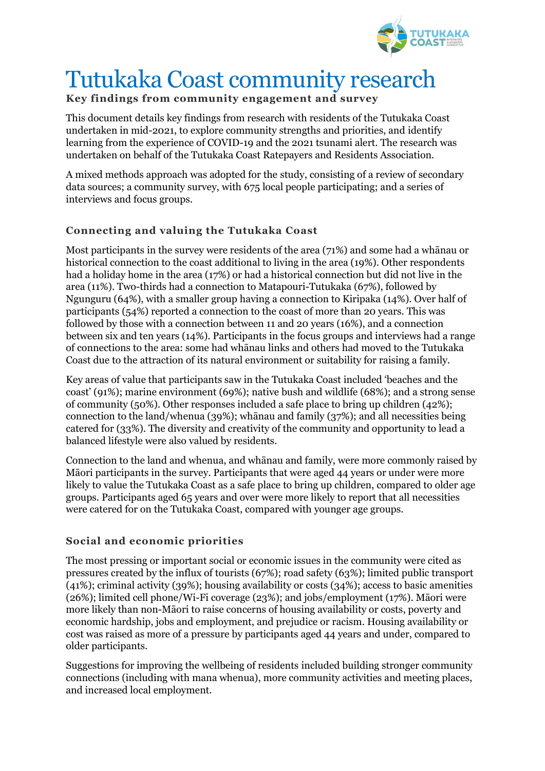# Tutukaka Coast community research

**Key findings from community engagement and survey**

This document details key findings from research with residents of the Tutukaka Coast undertaken in mid-2021, to explore community strengths and priorities, and identify learning from the experience of COVID-19 and the 2021 tsunami alert. The research was undertaken on behalf of the Tutukaka Coast Ratepayers and Residents Association.

A mixed methods approach was adopted for the study, consisting of a review of secondary data sources; a community survey, with 675 local people participating; and a series of interviews and focus groups.

### Connecting and valuing the Tutukaka Coast

Most participants in the survey were residents of the area (71%) and some had a whānau or historical connection to the coast additional to living in the area (19%). Other respondents had a holiday home in the area (17%) or had a historical connection but did not live in the area (11%). Two-thirds had a connection to Matapouri-Tutukaka (67%), followed by Ngunguru (64%), with a smaller group having a connection to Kiripaka (14%). Over half of participants (54%) reported a connection to the coast of more than 20 years. This was followed by those with a connection between 11 and 20 years (16%), and a connection between six and ten years (14%). Participants in the focus groups and interviews had a range of connections to the area: some had whānau links and others had moved to the Tutukaka Coast due to the attraction of its natural environment or suitability for raising a family.

Key areas of value that participants saw in the Tutukaka Coast included 'beaches and the coast' (91%); marine environment (69%); native bush and wildlife (68%); and a strong sense of community (50%). Other responses included a safe place to bring up children (42%); connection to the land/whenua (39%); whānau and family (37%); and all necessities being catered for (33%). The diversity and creativity of the community and opportunity to lead a balanced lifestyle were also valued by residents.

Connection to the land and whenua, and whānau and family, were more commonly raised by Māori participants in the survey. Participants that were aged 44 years or under were more likely to value the Tutukaka Coast as a safe place to bring up children, compared to older age groups. Participants aged 65 years and over were more likely to report that all necessities were catered for on the Tutukaka Coast, compared with younger age groups.

### Social and economic priorities

The most pressing or important social or economic issues in the community were cited as pressures created by the influx of tourists (67%); road safety (63%); limited public transport (41%); criminal activity (39%); housing availability or costs (34%); access to basic amenities (26%); limited cell phone/Wi-Fi coverage (23%); and jobs/employment (17%). Māori were more likely than non-Māori to raise concerns of housing availability or costs, poverty and economic hardship, jobs and employment, and prejudice or racism. Housing availability or cost was raised as more of a pressure by participants aged 44 years and under, compared to older participants.

Suggestions for improving the wellbeing of residents included building stronger community connections (including with mana whenua), more community activities and meeting places, and increased local employment.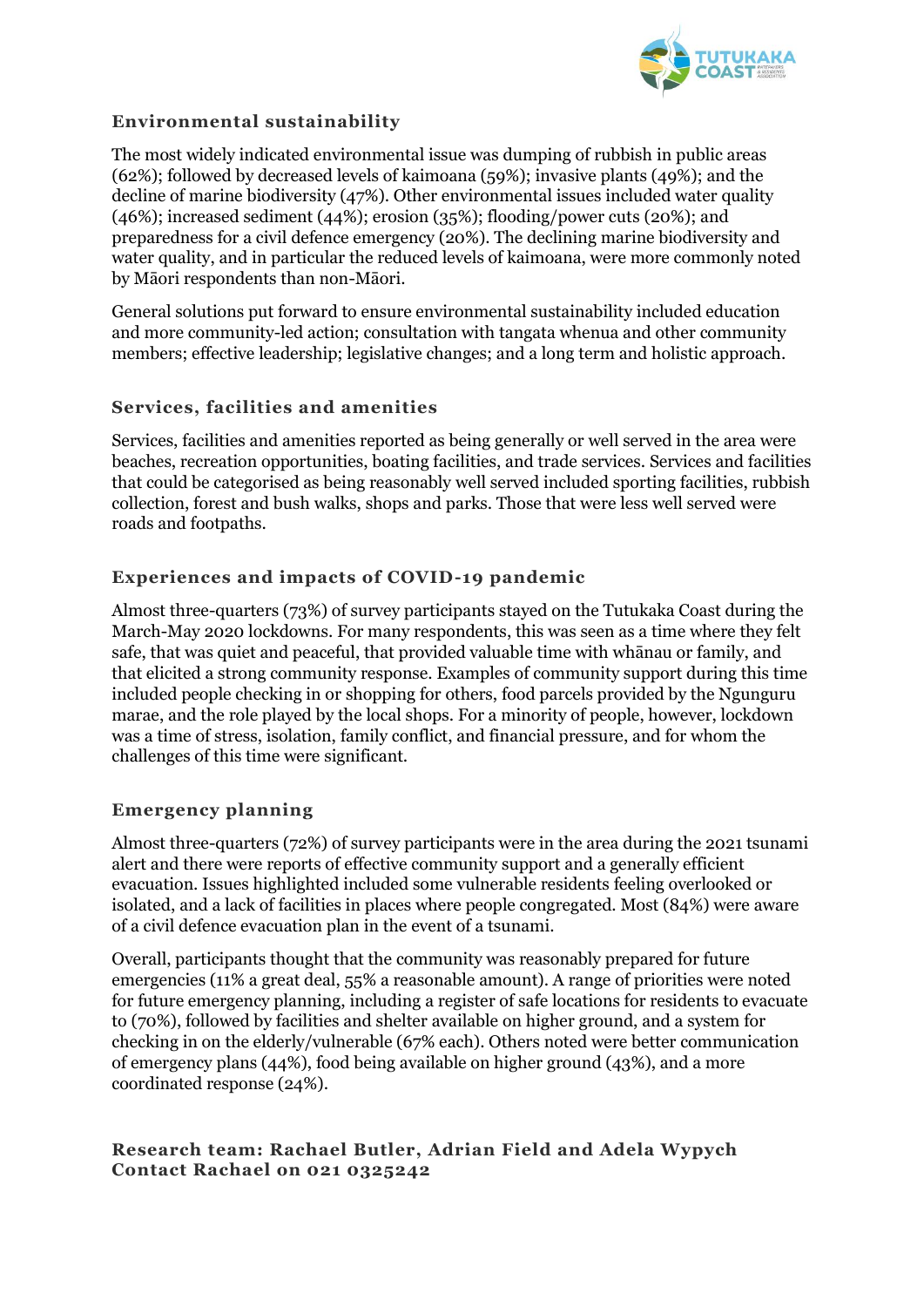## Environmental sustainability

The most widely indicated environmental issue was dumping of rubbish in public areas (62%); followed by decreased levels of kaimoana (59%); invasive plants (49%); and the decline of marine biodiversity (47%). Other environmental issues included water quality (46%); increased sediment (44%); erosion (35%); flooding/power cuts (20%); and preparedness for a civil defence emergency (20%). The declining marine biodiversity and water quality, and in particular the reduced levels of kaimoana, were more commonly noted by Māori respondents than non-Māori.

General solutions put forward to ensure environmental sustainability included education and more community-led action; consultation with tangata whenua and other community members; effective leadership; legislative changes; and a long term and holistic approach.

## Services, facilities and amenities

Services, facilities and amenities reported as being generally or well served in the area were beaches, recreation opportunities, boating facilities, and trade services. Services and facilities that could be categorised as being reasonably well served included sporting facilities, rubbish collection, forest and bush walks, shops and parks. Those that were less well served were roads and footpaths.

## Experiences and impacts of COVID-19 pandemic

Almost three-quarters (73%) of survey participants stayed on the Tutukaka Coast during the March-May 2020 lockdowns. For many respondents, this was seen as a time where they felt safe, that was quiet and peaceful, that provided valuable time with whānau or family, and that elicited a strong community response. Examples of community support during this time included people checking in or shopping for others, food parcels provided by the Ngunguru marae, and the role played by the local shops. For a minority of people, however, lockdown was a time of stress, isolation, family conflict, and financial pressure, and for whom the challenges of this time were significant.

## Emergency planning

Almost three-quarters (72%) of survey participants were in the area during the 2021 tsunami alert and there were reports of effective community support and a generally efficient evacuation. Issues highlighted included some vulnerable residents feeling overlooked or isolated, and a lack of facilities in places where people congregated. Most (84%) were aware of a civil defence evacuation plan in the event of a tsunami.

Overall, participants thought that the community was reasonably prepared for future emergencies (11% a great deal, 55% a reasonable amount). A range of priorities were noted for future emergency planning, including a register of safe locations for residents to evacuate to (70%), followed by facilities and shelter available on higher ground, and a system for checking in on the elderly/vulnerable (67% each). Others noted were better communication of emergency plans (44%), food being available on higher ground (43%), and a more coordinated response (24%).

**Research team: Rachael Butler, Adrian Field and Adela Wypych**
**Contact Rachael on 021 0325242**